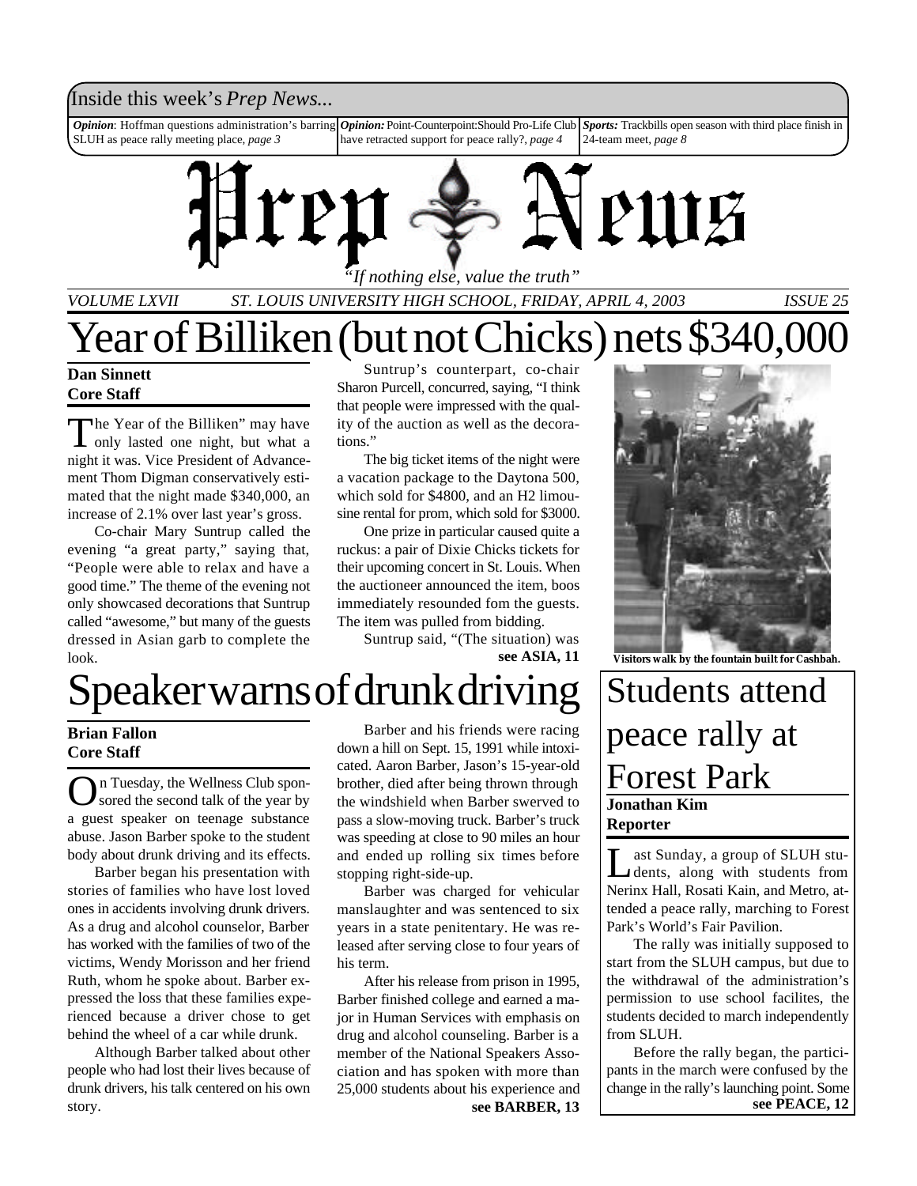Inside this week's *Prep News*...

***Opinion***: Hoffman questions administration's barring SLUH as peace rally meeting place, *page 3*

***Opinion:*** Point-Counterpoint:Should Pro-Life Club have retracted support for peace rally?, *page 4*

***Sports:*** Trackbills open season with third place finish in 24-team meet, *page 8*

# Prep News

*"If nothing else, value the truth"*

*VOLUME LXVII — ST. LOUIS UNIVERSITY HIGH SCHOOL, FRIDAY, APRIL 4, 2003 — ISSUE 25*

# Year of Billiken (but not Chicks) nets $340,000

**Dan Sinnett**
**Core Staff**

"The Year of the Billiken" may have only lasted one night, but what a night it was. Vice President of Advancement Thom Digman conservatively estimated that the night made $340,000, an increase of 2.1% over last year's gross.

Co-chair Mary Suntrup called the evening "a great party," saying that, "People were able to relax and have a good time." The theme of the evening not only showcased decorations that Suntrup called "awesome," but many of the guests dressed in Asian garb to complete the look.

Suntrup's counterpart, co-chair Sharon Purcell, concurred, saying, "I think that people were impressed with the quality of the auction as well as the decorations."

The big ticket items of the night were a vacation package to the Daytona 500, which sold for $4800, and an H2 limousine rental for prom, which sold for $3000.

One prize in particular caused quite a ruckus: a pair of Dixie Chicks tickets for their upcoming concert in St. Louis. When the auctioneer announced the item, boos immediately resounded fom the guests. The item was pulled from bidding.

Suntrup said, "(The situation) was

**see ASIA, 11**

Visitors walk by the fountain built for Cashbah.

# Speaker warns of drunk driving

**Brian Fallon**
**Core Staff**

On Tuesday, the Wellness Club sponsored the second talk of the year by a guest speaker on teenage substance abuse. Jason Barber spoke to the student body about drunk driving and its effects.

Barber began his presentation with stories of families who have lost loved ones in accidents involving drunk drivers. As a drug and alcohol counselor, Barber has worked with the families of two of the victims, Wendy Morisson and her friend Ruth, whom he spoke about. Barber expressed the loss that these families experienced because a driver chose to get behind the wheel of a car while drunk.

Although Barber talked about other people who had lost their lives because of drunk drivers, his talk centered on his own story.

Barber and his friends were racing down a hill on Sept. 15, 1991 while intoxicated. Aaron Barber, Jason's 15-year-old brother, died after being thrown through the windshield when Barber swerved to pass a slow-moving truck. Barber's truck was speeding at close to 90 miles an hour and ended up rolling six times before stopping right-side-up.

Barber was charged for vehicular manslaughter and was sentenced to six years in a state penitentary. He was released after serving close to four years of his term.

After his release from prison in 1995, Barber finished college and earned a major in Human Services with emphasis on drug and alcohol counseling. Barber is a member of the National Speakers Association and has spoken with more than 25,000 students about his experience and

**see BARBER, 13**

# Students attend peace rally at Forest Park

**Jonathan Kim**
**Reporter**

Last Sunday, a group of SLUH students, along with students from Nerinx Hall, Rosati Kain, and Metro, attended a peace rally, marching to Forest Park's World's Fair Pavilion.

The rally was initially supposed to start from the SLUH campus, but due to the withdrawal of the administration's permission to use school facilites, the students decided to march independently from SLUH.

Before the rally began, the participants in the march were confused by the change in the rally's launching point. Some

**see PEACE, 12**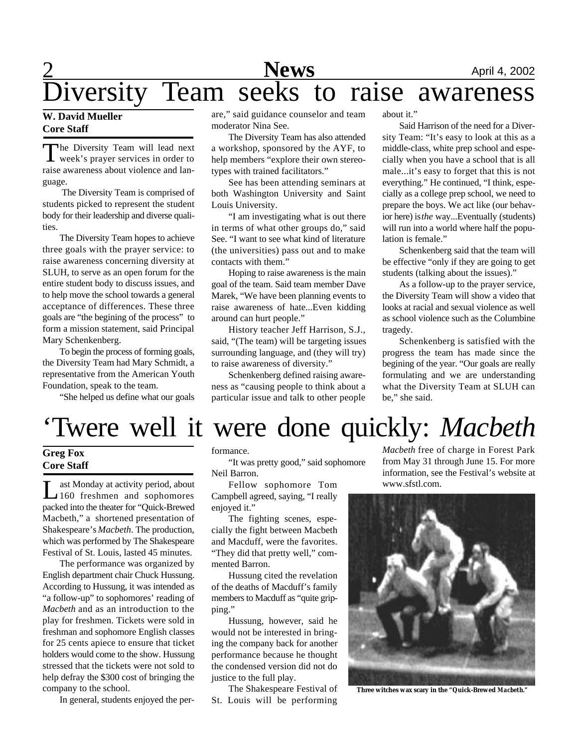# Diversity Team seeks to raise awareness

**W. David Mueller**
**Core Staff**

The Diversity Team will lead next week's prayer services in order to raise awareness about violence and language.

The Diversity Team is comprised of students picked to represent the student body for their leadership and diverse qualities.

The Diversity Team hopes to achieve three goals with the prayer service: to raise awareness concerning diversity at SLUH, to serve as an open forum for the entire student body to discuss issues, and to help move the school towards a general acceptance of differences. These three goals are "the begining of the process" to form a mission statement, said Principal Mary Schenkenberg.

To begin the process of forming goals, the Diversity Team had Mary Schmidt, a representative from the American Youth Foundation, speak to the team.

"She helped us define what our goals are," said guidance counselor and team moderator Nina See.

The Diversity Team has also attended a workshop, sponsored by the AYF, to help members "explore their own stereotypes with trained facilitators."

See has been attending seminars at both Washington University and Saint Louis University.

"I am investigating what is out there in terms of what other groups do," said See. "I want to see what kind of literature (the universities) pass out and to make contacts with them."

Hoping to raise awareness is the main goal of the team. Said team member Dave Marek, "We have been planning events to raise awareness of hate...Even kidding around can hurt people."

History teacher Jeff Harrison, S.J., said, "(The team) will be targeting issues surrounding language, and (they will try) to raise awareness of diversity."

Schenkenberg defined raising awareness as "causing people to think about a particular issue and talk to other people about it."

Said Harrison of the need for a Diversity Team: "It's easy to look at this as a middle-class, white prep school and especially when you have a school that is all male...it's easy to forget that this is not everything." He continued, "I think, especially as a college prep school, we need to prepare the boys. We act like (our behavior here) is *the* way...Eventually (students) will run into a world where half the population is female."

Schenkenberg said that the team will be effective "only if they are going to get students (talking about the issues)."

As a follow-up to the prayer service, the Diversity Team will show a video that looks at racial and sexual violence as well as school violence such as the Columbine tragedy.

Schenkenberg is satisfied with the progress the team has made since the begining of the year. "Our goals are really formulating and we are understanding what the Diversity Team at SLUH can be," she said.

# 'Twere well it were done quickly: *Macbeth*

**Greg Fox**
**Core Staff**

Last Monday at activity period, about 160 freshmen and sophomores packed into the theater for "Quick-Brewed Macbeth," a shortened presentation of Shakespeare's *Macbeth*. The production, which was performed by The Shakespeare Festival of St. Louis, lasted 45 minutes.

The performance was organized by English department chair Chuck Hussung. According to Hussung, it was intended as "a follow-up" to sophomores' reading of *Macbeth* and as an introduction to the play for freshmen. Tickets were sold in freshman and sophomore English classes for 25 cents apiece to ensure that ticket holders would come to the show. Hussung stressed that the tickets were not sold to help defray the $300 cost of bringing the company to the school.

In general, students enjoyed the performance.

"It was pretty good," said sophomore Neil Barron.

Fellow sophomore Tom Campbell agreed, saying, "I really enjoyed it."

The fighting scenes, especially the fight between Macbeth and Macduff, were the favorites. "They did that pretty well," commented Barron.

Hussung cited the revelation of the deaths of Macduff's family members to Macduff as "quite gripping."

Hussung, however, said he would not be interested in bringing the company back for another performance because he thought the condensed version did not do justice to the full play.

The Shakespeare Festival of St. Louis will be performing *Macbeth* free of charge in Forest Park from May 31 through June 15. For more information, see the Festival's website at www.sfstl.com.

Three witches wax scary in the "Quick-Brewed *Macbeth*."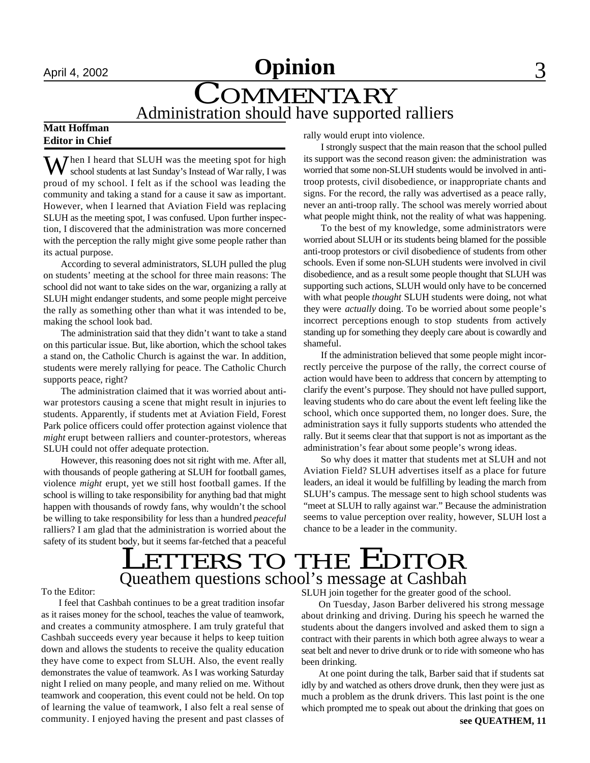# Opinion

## Commentary

### Administration should have supported ralliers

**Matt Hoffman**
**Editor in Chief**

When I heard that SLUH was the meeting spot for high school students at last Sunday's Instead of War rally, I was proud of my school. I felt as if the school was leading the community and taking a stand for a cause it saw as important. However, when I learned that Aviation Field was replacing SLUH as the meeting spot, I was confused. Upon further inspection, I discovered that the administration was more concerned with the perception the rally might give some people rather than its actual purpose.

According to several administrators, SLUH pulled the plug on students' meeting at the school for three main reasons: The school did not want to take sides on the war, organizing a rally at SLUH might endanger students, and some people might perceive the rally as something other than what it was intended to be, making the school look bad.

The administration said that they didn't want to take a stand on this particular issue. But, like abortion, which the school takes a stand on, the Catholic Church is against the war. In addition, students were merely rallying for peace. The Catholic Church supports peace, right?

The administration claimed that it was worried about anti-war protestors causing a scene that might result in injuries to students. Apparently, if students met at Aviation Field, Forest Park police officers could offer protection against violence that *might* erupt between ralliers and counter-protestors, whereas SLUH could not offer adequate protection.

However, this reasoning does not sit right with me. After all, with thousands of people gathering at SLUH for football games, violence *might* erupt, yet we still host football games. If the school is willing to take responsibility for anything bad that might happen with thousands of rowdy fans, why wouldn't the school be willing to take responsibility for less than a hundred *peaceful* ralliers? I am glad that the administration is worried about the safety of its student body, but it seems far-fetched that a peaceful rally would erupt into violence.

I strongly suspect that the main reason that the school pulled its support was the second reason given: the administration was worried that some non-SLUH students would be involved in anti-troop protests, civil disobedience, or inappropriate chants and signs. For the record, the rally was advertised as a peace rally, never an anti-troop rally. The school was merely worried about what people might think, not the reality of what was happening.

To the best of my knowledge, some administrators were worried about SLUH or its students being blamed for the possible anti-troop protestors or civil disobedience of students from other schools. Even if some non-SLUH students were involved in civil disobedience, and as a result some people thought that SLUH was supporting such actions, SLUH would only have to be concerned with what people *thought* SLUH students were doing, not what they were *actually* doing. To be worried about some people's incorrect perceptions enough to stop students from actively standing up for something they deeply care about is cowardly and shameful.

If the administration believed that some people might incorrectly perceive the purpose of the rally, the correct course of action would have been to address that concern by attempting to clarify the event's purpose. They should not have pulled support, leaving students who do care about the event left feeling like the school, which once supported them, no longer does. Sure, the administration says it fully supports students who attended the rally. But it seems clear that that support is not as important as the administration's fear about some people's wrong ideas.

So why does it matter that students met at SLUH and not Aviation Field? SLUH advertises itself as a place for future leaders, an ideal it would be fulfilling by leading the march from SLUH's campus. The message sent to high school students was "meet at SLUH to rally against war." Because the administration seems to value perception over reality, however, SLUH lost a chance to be a leader in the community.

## Letters to the Editor

### Queathem questions school's message at Cashbah

To the Editor:

I feel that Cashbah continues to be a great tradition insofar as it raises money for the school, teaches the value of teamwork, and creates a community atmosphere. I am truly grateful that Cashbah succeeds every year because it helps to keep tuition down and allows the students to receive the quality education they have come to expect from SLUH. Also, the event really demonstrates the value of teamwork. As I was working Saturday night I relied on many people, and many relied on me. Without teamwork and cooperation, this event could not be held. On top of learning the value of teamwork, I also felt a real sense of community. I enjoyed having the present and past classes of SLUH join together for the greater good of the school.

On Tuesday, Jason Barber delivered his strong message about drinking and driving. During his speech he warned the students about the dangers involved and asked them to sign a contract with their parents in which both agree always to wear a seat belt and never to drive drunk or to ride with someone who has been drinking.

At one point during the talk, Barber said that if students sat idly by and watched as others drove drunk, then they were just as much a problem as the drunk drivers. This last point is the one which prompted me to speak out about the drinking that goes on

**see QUEATHEM, 11**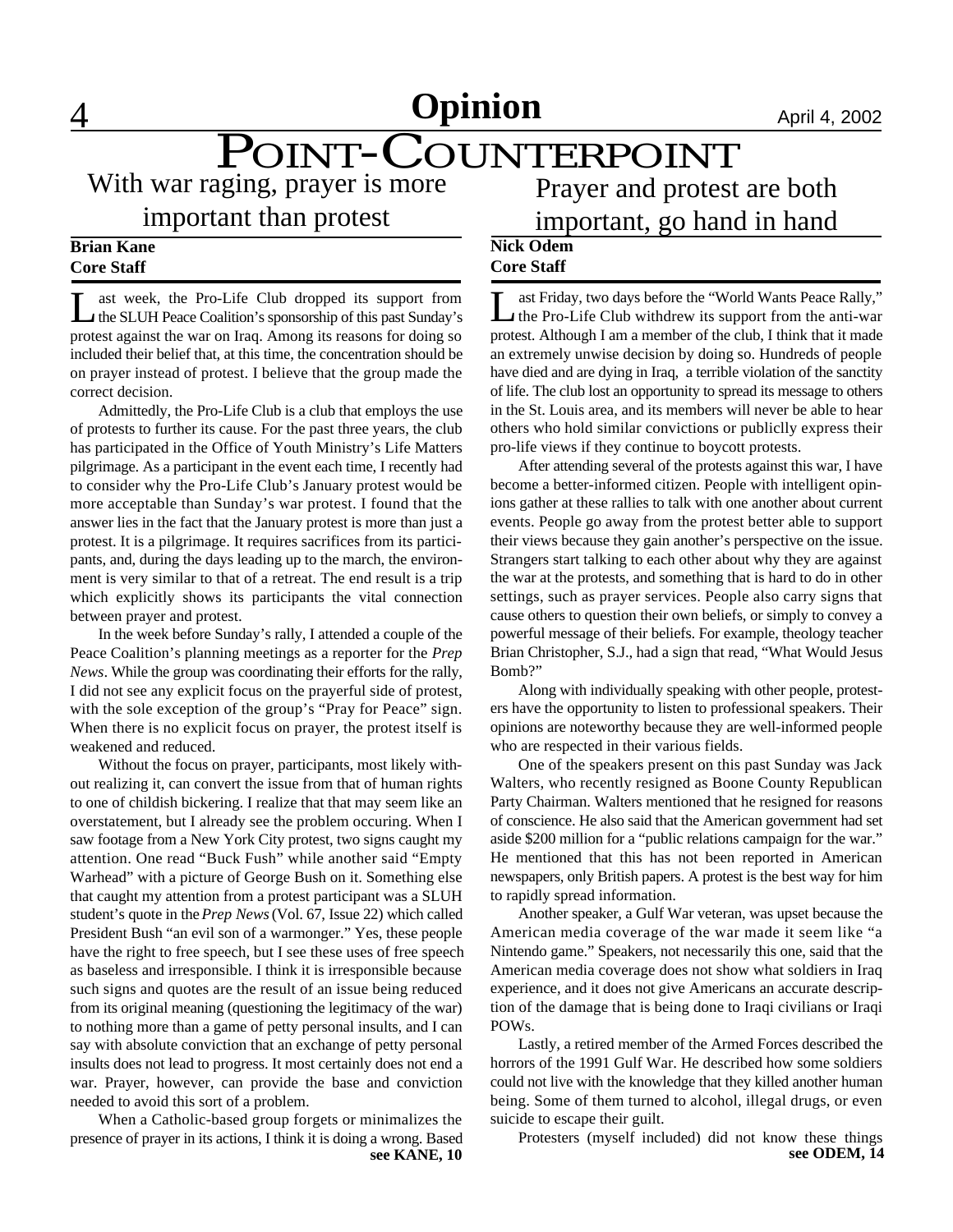# Opinion

# POINT-COUNTERPOINT

## With war raging, prayer is more important than protest

**Brian Kane**
**Core Staff**

Last week, the Pro-Life Club dropped its support from the SLUH Peace Coalition's sponsorship of this past Sunday's protest against the war on Iraq. Among its reasons for doing so included their belief that, at this time, the concentration should be on prayer instead of protest. I believe that the group made the correct decision.

Admittedly, the Pro-Life Club is a club that employs the use of protests to further its cause. For the past three years, the club has participated in the Office of Youth Ministry's Life Matters pilgrimage. As a participant in the event each time, I recently had to consider why the Pro-Life Club's January protest would be more acceptable than Sunday's war protest. I found that the answer lies in the fact that the January protest is more than just a protest. It is a pilgrimage. It requires sacrifices from its participants, and, during the days leading up to the march, the environment is very similar to that of a retreat. The end result is a trip which explicitly shows its participants the vital connection between prayer and protest.

In the week before Sunday's rally, I attended a couple of the Peace Coalition's planning meetings as a reporter for the *Prep News*. While the group was coordinating their efforts for the rally, I did not see any explicit focus on the prayerful side of protest, with the sole exception of the group's "Pray for Peace" sign. When there is no explicit focus on prayer, the protest itself is weakened and reduced.

Without the focus on prayer, participants, most likely without realizing it, can convert the issue from that of human rights to one of childish bickering. I realize that that may seem like an overstatement, but I already see the problem occuring. When I saw footage from a New York City protest, two signs caught my attention. One read "Buck Fush" while another said "Empty Warhead" with a picture of George Bush on it. Something else that caught my attention from a protest participant was a SLUH student's quote in the *Prep News* (Vol. 67, Issue 22) which called President Bush "an evil son of a warmonger." Yes, these people have the right to free speech, but I see these uses of free speech as baseless and irresponsible. I think it is irresponsible because such signs and quotes are the result of an issue being reduced from its original meaning (questioning the legitimacy of the war) to nothing more than a game of petty personal insults, and I can say with absolute conviction that an exchange of petty personal insults does not lead to progress. It most certainly does not end a war. Prayer, however, can provide the base and conviction needed to avoid this sort of a problem.

When a Catholic-based group forgets or minimalizes the presence of prayer in its actions, I think it is doing a wrong. Based

**see KANE, 10**

## Prayer and protest are both important, go hand in hand

**Nick Odem**
**Core Staff**

Last Friday, two days before the "World Wants Peace Rally," the Pro-Life Club withdrew its support from the anti-war protest. Although I am a member of the club, I think that it made an extremely unwise decision by doing so. Hundreds of people have died and are dying in Iraq, a terrible violation of the sanctity of life. The club lost an opportunity to spread its message to others in the St. Louis area, and its members will never be able to hear others who hold similar convictions or publiclly express their pro-life views if they continue to boycott protests.

After attending several of the protests against this war, I have become a better-informed citizen. People with intelligent opinions gather at these rallies to talk with one another about current events. People go away from the protest better able to support their views because they gain another's perspective on the issue. Strangers start talking to each other about why they are against the war at the protests, and something that is hard to do in other settings, such as prayer services. People also carry signs that cause others to question their own beliefs, or simply to convey a powerful message of their beliefs. For example, theology teacher Brian Christopher, S.J., had a sign that read, "What Would Jesus Bomb?"

Along with individually speaking with other people, protesters have the opportunity to listen to professional speakers. Their opinions are noteworthy because they are well-informed people who are respected in their various fields.

One of the speakers present on this past Sunday was Jack Walters, who recently resigned as Boone County Republican Party Chairman. Walters mentioned that he resigned for reasons of conscience. He also said that the American government had set aside $200 million for a "public relations campaign for the war." He mentioned that this has not been reported in American newspapers, only British papers. A protest is the best way for him to rapidly spread information.

Another speaker, a Gulf War veteran, was upset because the American media coverage of the war made it seem like "a Nintendo game." Speakers, not necessarily this one, said that the American media coverage does not show what soldiers in Iraq experience, and it does not give Americans an accurate description of the damage that is being done to Iraqi civilians or Iraqi POWs.

Lastly, a retired member of the Armed Forces described the horrors of the 1991 Gulf War. He described how some soldiers could not live with the knowledge that they killed another human being. Some of them turned to alcohol, illegal drugs, or even suicide to escape their guilt.

Protesters (myself included) did not know these things

**see ODEM, 14**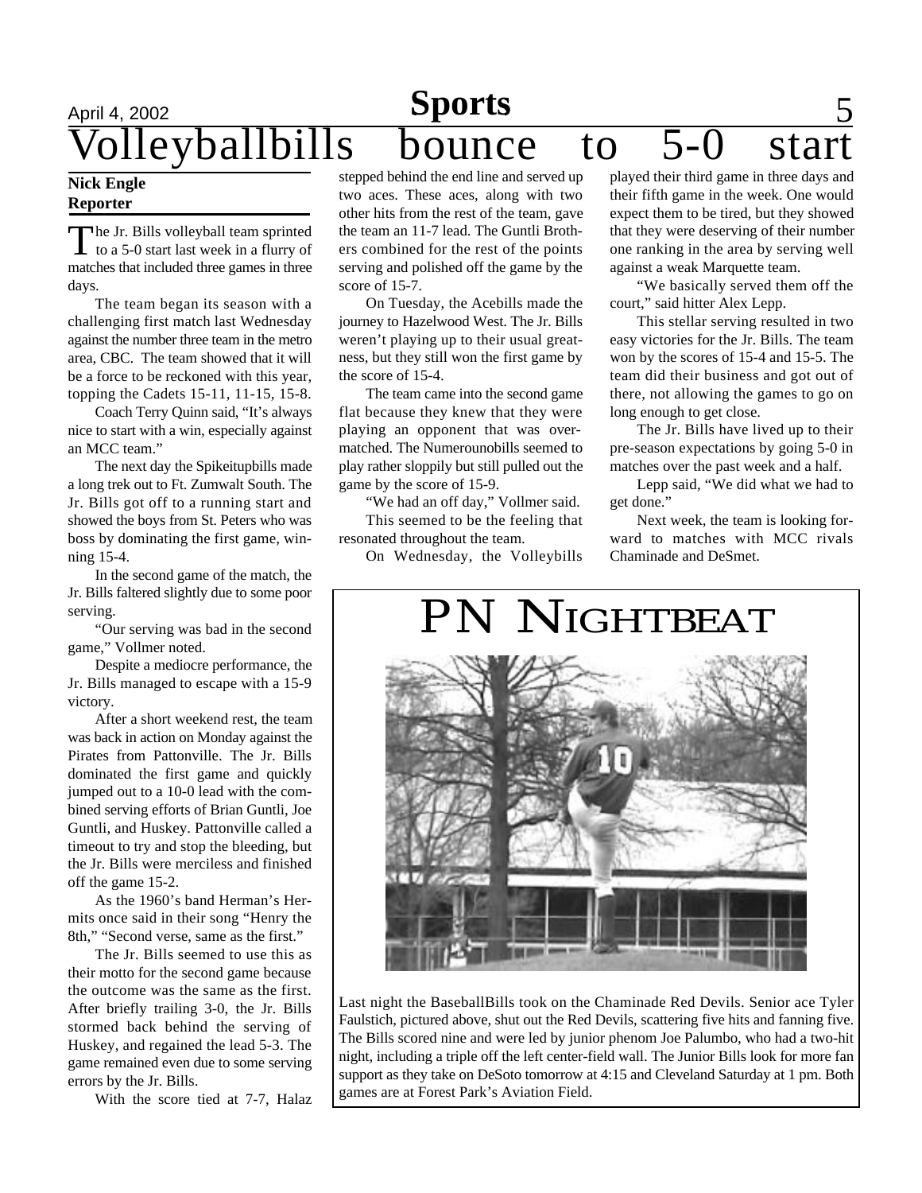# Volleyballbills bounce to 5-0 start

**Nick Engle**
**Reporter**

The Jr. Bills volleyball team sprinted to a 5-0 start last week in a flurry of matches that included three games in three days.

The team began its season with a challenging first match last Wednesday against the number three team in the metro area, CBC. The team showed that it will be a force to be reckoned with this year, topping the Cadets 15-11, 11-15, 15-8.

Coach Terry Quinn said, "It's always nice to start with a win, especially against an MCC team."

The next day the Spikeitupbills made a long trek out to Ft. Zumwalt South. The Jr. Bills got off to a running start and showed the boys from St. Peters who was boss by dominating the first game, winning 15-4.

In the second game of the match, the Jr. Bills faltered slightly due to some poor serving.

"Our serving was bad in the second game," Vollmer noted.

Despite a mediocre performance, the Jr. Bills managed to escape with a 15-9 victory.

After a short weekend rest, the team was back in action on Monday against the Pirates from Pattonville. The Jr. Bills dominated the first game and quickly jumped out to a 10-0 lead with the combined serving efforts of Brian Guntli, Joe Guntli, and Huskey. Pattonville called a timeout to try and stop the bleeding, but the Jr. Bills were merciless and finished off the game 15-2.

As the 1960's band Herman's Hermits once said in their song "Henry the 8th," "Second verse, same as the first."

The Jr. Bills seemed to use this as their motto for the second game because the outcome was the same as the first. After briefly trailing 3-0, the Jr. Bills stormed back behind the serving of Huskey, and regained the lead 5-3. The game remained even due to some serving errors by the Jr. Bills.

With the score tied at 7-7, Halaz stepped behind the end line and served up two aces. These aces, along with two other hits from the rest of the team, gave the team an 11-7 lead. The Guntli Brothers combined for the rest of the points serving and polished off the game by the score of 15-7.

On Tuesday, the Acebills made the journey to Hazelwood West. The Jr. Bills weren't playing up to their usual greatness, but they still won the first game by the score of 15-4.

The team came into the second game flat because they knew that they were playing an opponent that was overmatched. The Numerounobills seemed to play rather sloppily but still pulled out the game by the score of 15-9.

"We had an off day," Vollmer said.

This seemed to be the feeling that resonated throughout the team.

On Wednesday, the Volleybills played their third game in three days and their fifth game in the week. One would expect them to be tired, but they showed that they were deserving of their number one ranking in the area by serving well against a weak Marquette team.

"We basically served them off the court," said hitter Alex Lepp.

This stellar serving resulted in two easy victories for the Jr. Bills. The team won by the scores of 15-4 and 15-5. The team did their business and got out of there, not allowing the games to go on long enough to get close.

The Jr. Bills have lived up to their pre-season expectations by going 5-0 in matches over the past week and a half.

Lepp said, "We did what we had to get done."

Next week, the team is looking forward to matches with MCC rivals Chaminade and DeSmet.

## PN Nightbeat

Last night the BaseballBills took on the Chaminade Red Devils. Senior ace Tyler Faulstich, pictured above, shut out the Red Devils, scattering five hits and fanning five. The Bills scored nine and were led by junior phenom Joe Palumbo, who had a two-hit night, including a triple off the left center-field wall. The Junior Bills look for more fan support as they take on DeSoto tomorrow at 4:15 and Cleveland Saturday at 1 pm. Both games are at Forest Park's Aviation Field.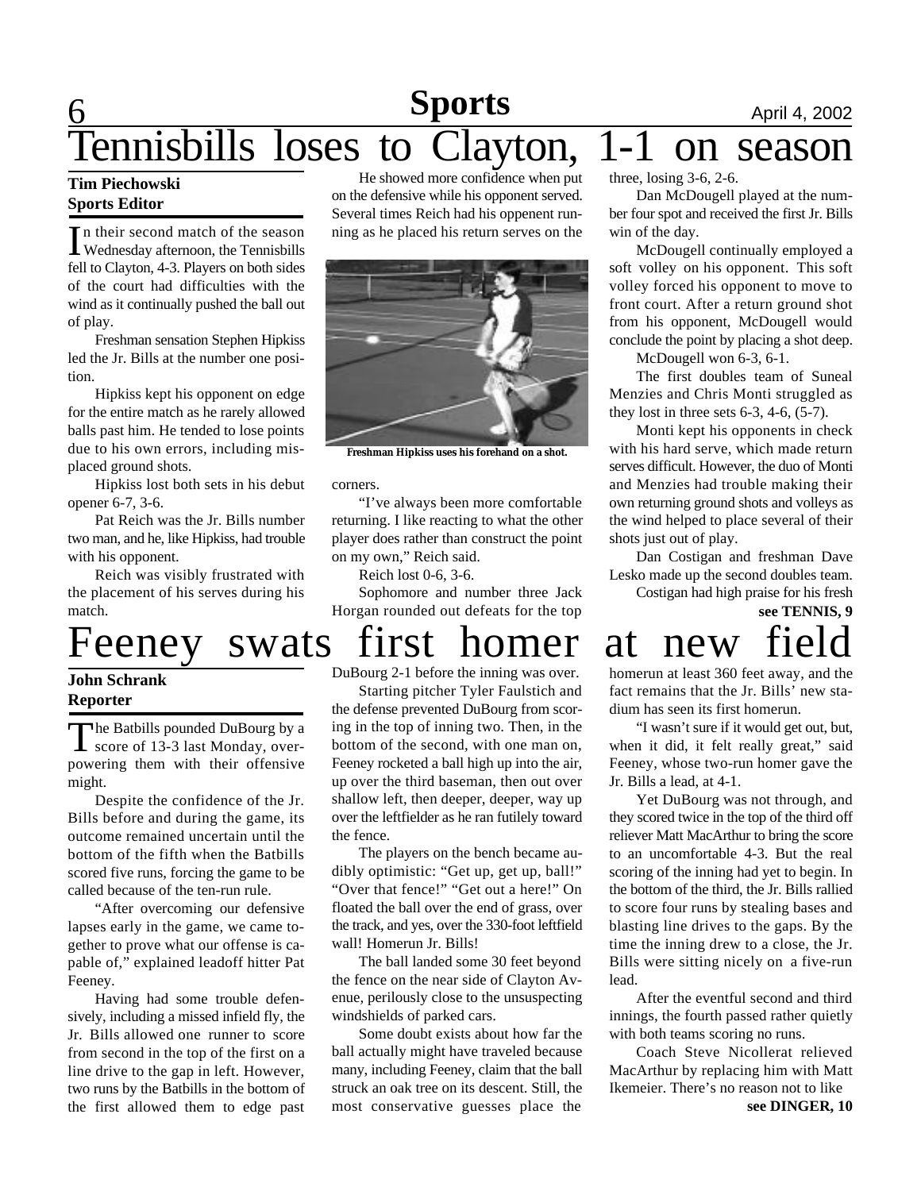# Tennisbills loses to Clayton, 1-1 on season

**Tim Piechowski**
**Sports Editor**

In their second match of the season Wednesday afternoon, the Tennisbills fell to Clayton, 4-3. Players on both sides of the court had difficulties with the wind as it continually pushed the ball out of play.

Freshman sensation Stephen Hipkiss led the Jr. Bills at the number one position.

Hipkiss kept his opponent on edge for the entire match as he rarely allowed balls past him. He tended to lose points due to his own errors, including misplaced ground shots.

Hipkiss lost both sets in his debut opener 6-7, 3-6.

Pat Reich was the Jr. Bills number two man, and he, like Hipkiss, had trouble with his opponent.

Reich was visibly frustrated with the placement of his serves during his match.

He showed more confidence when put on the defensive while his opponent served. Several times Reich had his oppenent running as he placed his return serves on the corners.

Freshman Hipkiss uses his forehand on a shot.

"I've always been more comfortable returning. I like reacting to what the other player does rather than construct the point on my own," Reich said.

Reich lost 0-6, 3-6.

Sophomore and number three Jack Horgan rounded out defeats for the top three, losing 3-6, 2-6.

Dan McDougell played at the number four spot and received the first Jr. Bills win of the day.

McDougell continually employed a soft volley on his opponent. This soft volley forced his opponent to move to front court. After a return ground shot from his opponent, McDougell would conclude the point by placing a shot deep.

McDougell won 6-3, 6-1.

The first doubles team of Suneal Menzies and Chris Monti struggled as they lost in three sets 6-3, 4-6, (5-7).

Monti kept his opponents in check with his hard serve, which made return serves difficult. However, the duo of Monti and Menzies had trouble making their own returning ground shots and volleys as the wind helped to place several of their shots just out of play.

Dan Costigan and freshman Dave Lesko made up the second doubles team.

Costigan had high praise for his fresh

**see TENNIS, 9**

# Feeney swats first homer at new field

**John Schrank**
**Reporter**

The Batbills pounded DuBourg by a score of 13-3 last Monday, overpowering them with their offensive might.

Despite the confidence of the Jr. Bills before and during the game, its outcome remained uncertain until the bottom of the fifth when the Batbills scored five runs, forcing the game to be called because of the ten-run rule.

"After overcoming our defensive lapses early in the game, we came together to prove what our offense is capable of," explained leadoff hitter Pat Feeney.

Having had some trouble defensively, including a missed infield fly, the Jr. Bills allowed one runner to score from second in the top of the first on a line drive to the gap in left. However, two runs by the Batbills in the bottom of the first allowed them to edge past DuBourg 2-1 before the inning was over.

Starting pitcher Tyler Faulstich and the defense prevented DuBourg from scoring in the top of inning two. Then, in the bottom of the second, with one man on, Feeney rocketed a ball high up into the air, up over the third baseman, then out over shallow left, then deeper, deeper, way up over the leftfielder as he ran futilely toward the fence.

The players on the bench became audibly optimistic: "Get up, get up, ball!" "Over that fence!" "Get out a here!" On floated the ball over the end of grass, over the track, and yes, over the 330-foot leftfield wall! Homerun Jr. Bills!

The ball landed some 30 feet beyond the fence on the near side of Clayton Avenue, perilously close to the unsuspecting windshields of parked cars.

Some doubt exists about how far the ball actually might have traveled because many, including Feeney, claim that the ball struck an oak tree on its descent. Still, the most conservative guesses place the homerun at least 360 feet away, and the fact remains that the Jr. Bills' new stadium has seen its first homerun.

"I wasn't sure if it would get out, but, when it did, it felt really great," said Feeney, whose two-run homer gave the Jr. Bills a lead, at 4-1.

Yet DuBourg was not through, and they scored twice in the top of the third off reliever Matt MacArthur to bring the score to an uncomfortable 4-3. But the real scoring of the inning had yet to begin. In the bottom of the third, the Jr. Bills rallied to score four runs by stealing bases and blasting line drives to the gaps. By the time the inning drew to a close, the Jr. Bills were sitting nicely on a five-run lead.

After the eventful second and third innings, the fourth passed rather quietly with both teams scoring no runs.

Coach Steve Nicollerat relieved MacArthur by replacing him with Matt Ikemeier. There's no reason not to like

**see DINGER, 10**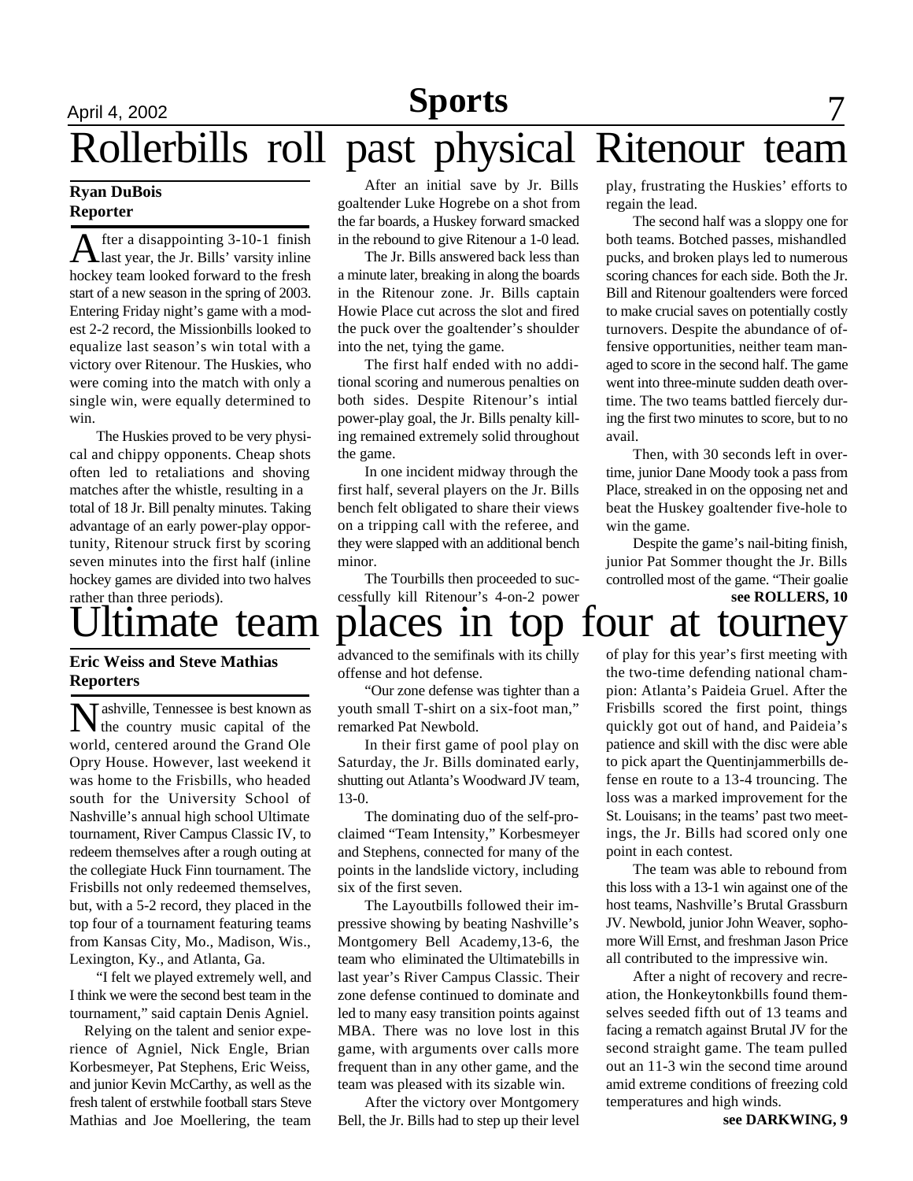# Rollerbills roll past physical Ritenour team

**Ryan DuBois**
**Reporter**

After a disappointing 3-10-1 finish last year, the Jr. Bills' varsity inline hockey team looked forward to the fresh start of a new season in the spring of 2003. Entering Friday night's game with a modest 2-2 record, the Missionbills looked to equalize last season's win total with a victory over Ritenour. The Huskies, who were coming into the match with only a single win, were equally determined to win.

The Huskies proved to be very physical and chippy opponents. Cheap shots often led to retaliations and shoving matches after the whistle, resulting in a total of 18 Jr. Bill penalty minutes. Taking advantage of an early power-play opportunity, Ritenour struck first by scoring seven minutes into the first half (inline hockey games are divided into two halves rather than three periods).

After an initial save by Jr. Bills goaltender Luke Hogrebe on a shot from the far boards, a Huskey forward smacked in the rebound to give Ritenour a 1-0 lead.

The Jr. Bills answered back less than a minute later, breaking in along the boards in the Ritenour zone. Jr. Bills captain Howie Place cut across the slot and fired the puck over the goaltender's shoulder into the net, tying the game.

The first half ended with no additional scoring and numerous penalties on both sides. Despite Ritenour's intial power-play goal, the Jr. Bills penalty killing remained extremely solid throughout the game.

In one incident midway through the first half, several players on the Jr. Bills bench felt obligated to share their views on a tripping call with the referee, and they were slapped with an additional bench minor.

The Tourbills then proceeded to successfully kill Ritenour's 4-on-2 power play, frustrating the Huskies' efforts to regain the lead.

The second half was a sloppy one for both teams. Botched passes, mishandled pucks, and broken plays led to numerous scoring chances for each side. Both the Jr. Bill and Ritenour goaltenders were forced to make crucial saves on potentially costly turnovers. Despite the abundance of offensive opportunities, neither team managed to score in the second half. The game went into three-minute sudden death overtime. The two teams battled fiercely during the first two minutes to score, but to no avail.

Then, with 30 seconds left in overtime, junior Dane Moody took a pass from Place, streaked in on the opposing net and beat the Huskey goaltender five-hole to win the game.

Despite the game's nail-biting finish, junior Pat Sommer thought the Jr. Bills controlled most of the game. "Their goalie

**see ROLLERS, 10**

# Ultimate team places in top four at tourney

**Eric Weiss and Steve Mathias**
**Reporters**

Nashville, Tennessee is best known as the country music capital of the world, centered around the Grand Ole Opry House. However, last weekend it was home to the Frisbills, who headed south for the University School of Nashville's annual high school Ultimate tournament, River Campus Classic IV, to redeem themselves after a rough outing at the collegiate Huck Finn tournament. The Frisbills not only redeemed themselves, but, with a 5-2 record, they placed in the top four of a tournament featuring teams from Kansas City, Mo., Madison, Wis., Lexington, Ky., and Atlanta, Ga.

"I felt we played extremely well, and I think we were the second best team in the tournament," said captain Denis Agniel.

Relying on the talent and senior experience of Agniel, Nick Engle, Brian Korbesmeyer, Pat Stephens, Eric Weiss, and junior Kevin McCarthy, as well as the fresh talent of erstwhile football stars Steve Mathias and Joe Moellering, the team advanced to the semifinals with its chilly offense and hot defense.

"Our zone defense was tighter than a youth small T-shirt on a six-foot man," remarked Pat Newbold.

In their first game of pool play on Saturday, the Jr. Bills dominated early, shutting out Atlanta's Woodward JV team, 13-0.

The dominating duo of the self-proclaimed "Team Intensity," Korbesmeyer and Stephens, connected for many of the points in the landslide victory, including six of the first seven.

The Layoutbills followed their impressive showing by beating Nashville's Montgomery Bell Academy,13-6, the team who eliminated the Ultimatebills in last year's River Campus Classic. Their zone defense continued to dominate and led to many easy transition points against MBA. There was no love lost in this game, with arguments over calls more frequent than in any other game, and the team was pleased with its sizable win.

After the victory over Montgomery Bell, the Jr. Bills had to step up their level of play for this year's first meeting with the two-time defending national champion: Atlanta's Paideia Gruel. After the Frisbills scored the first point, things quickly got out of hand, and Paideia's patience and skill with the disc were able to pick apart the Quentinjammerbills defense en route to a 13-4 trouncing. The loss was a marked improvement for the St. Louisans; in the teams' past two meetings, the Jr. Bills had scored only one point in each contest.

The team was able to rebound from this loss with a 13-1 win against one of the host teams, Nashville's Brutal Grassburn JV. Newbold, junior John Weaver, sophomore Will Ernst, and freshman Jason Price all contributed to the impressive win.

After a night of recovery and recreation, the Honkeytonkbills found themselves seeded fifth out of 13 teams and facing a rematch against Brutal JV for the second straight game. The team pulled out an 11-3 win the second time around amid extreme conditions of freezing cold temperatures and high winds.

**see DARKWING, 9**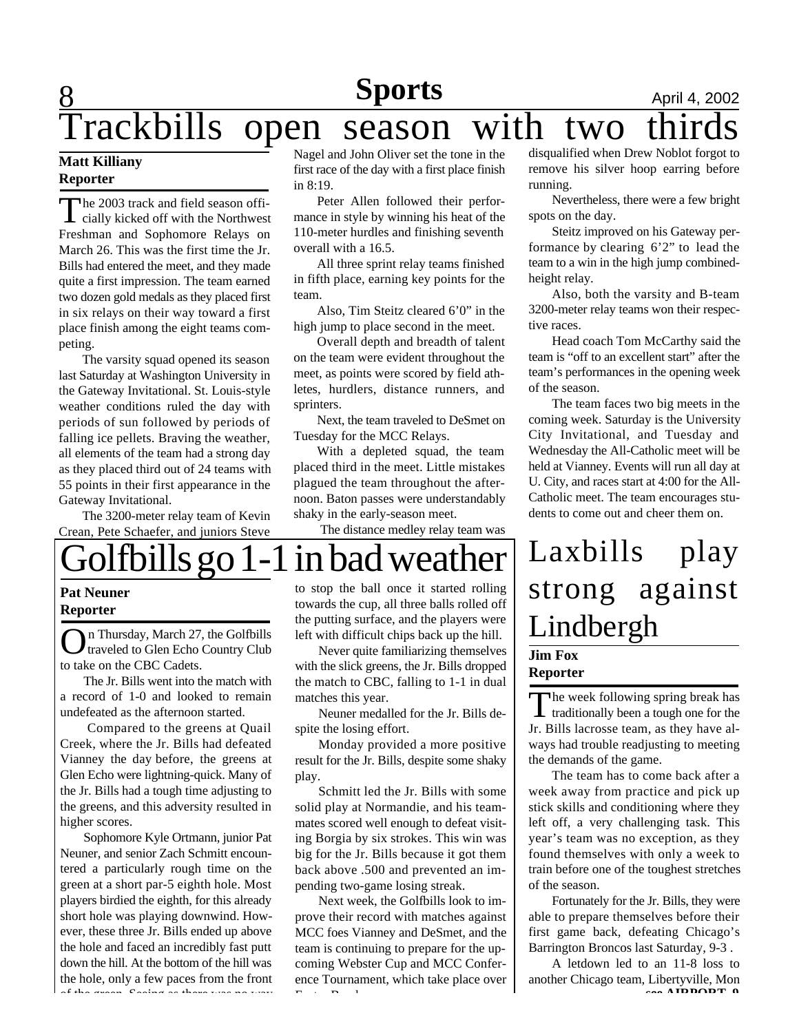# Trackbills open season with two thirds

**Matt Killiany**
**Reporter**

The 2003 track and field season officially kicked off with the Northwest Freshman and Sophomore Relays on March 26. This was the first time the Jr. Bills had entered the meet, and they made quite a first impression. The team earned two dozen gold medals as they placed first in six relays on their way toward a first place finish among the eight teams competing.

The varsity squad opened its season last Saturday at Washington University in the Gateway Invitational. St. Louis-style weather conditions ruled the day with periods of sun followed by periods of falling ice pellets. Braving the weather, all elements of the team had a strong day as they placed third out of 24 teams with 55 points in their first appearance in the Gateway Invitational.

The 3200-meter relay team of Kevin Crean, Pete Schaefer, and juniors Steve Nagel and John Oliver set the tone in the first race of the day with a first place finish in 8:19.

Peter Allen followed their performance in style by winning his heat of the 110-meter hurdles and finishing seventh overall with a 16.5.

All three sprint relay teams finished in fifth place, earning key points for the team.

Also, Tim Steitz cleared 6'0" in the high jump to place second in the meet.

Overall depth and breadth of talent on the team were evident throughout the meet, as points were scored by field athletes, hurdlers, distance runners, and sprinters.

Next, the team traveled to DeSmet on Tuesday for the MCC Relays.

With a depleted squad, the team placed third in the meet. Little mistakes plagued the team throughout the afternoon. Baton passes were understandably shaky in the early-season meet.

The distance medley relay team was disqualified when Drew Noblot forgot to remove his silver hoop earring before running.

Nevertheless, there were a few bright spots on the day.

Steitz improved on his Gateway performance by clearing 6'2" to lead the team to a win in the high jump combined-height relay.

Also, both the varsity and B-team 3200-meter relay teams won their respective races.

Head coach Tom McCarthy said the team is "off to an excellent start" after the team's performances in the opening week of the season.

The team faces two big meets in the coming week. Saturday is the University City Invitational, and Tuesday and Wednesday the All-Catholic meet will be held at Vianney. Events will run all day at U. City, and races start at 4:00 for the All-Catholic meet. The team encourages students to come out and cheer them on.

# Golfbills go 1-1 in bad weather

**Pat Neuner**
**Reporter**

On Thursday, March 27, the Golfbills traveled to Glen Echo Country Club to take on the CBC Cadets.

The Jr. Bills went into the match with a record of 1-0 and looked to remain undefeated as the afternoon started.

Compared to the greens at Quail Creek, where the Jr. Bills had defeated Vianney the day before, the greens at Glen Echo were lightning-quick. Many of the Jr. Bills had a tough time adjusting to the greens, and this adversity resulted in higher scores.

Sophomore Kyle Ortmann, junior Pat Neuner, and senior Zach Schmitt encountered a particularly rough time on the green at a short par-5 eighth hole. Most players birdied the eighth, for this already short hole was playing downwind. However, these three Jr. Bills ended up above the hole and faced an incredibly fast putt down the hill. At the bottom of the hill was the hole, only a few paces from the front of the green. Seeing as there was no way to stop the ball once it started rolling towards the cup, all three balls rolled off the putting surface, and the players were left with difficult chips back up the hill.

Never quite familiarizing themselves with the slick greens, the Jr. Bills dropped the match to CBC, falling to 1-1 in dual matches this year.

Neuner medalled for the Jr. Bills despite the losing effort.

Monday provided a more positive result for the Jr. Bills, despite some shaky play.

Schmitt led the Jr. Bills with some solid play at Normandie, and his teammates scored well enough to defeat visiting Borgia by six strokes. This win was big for the Jr. Bills because it got them back above .500 and prevented an impending two-game losing streak.

Next week, the Golfbills look to improve their record with matches against MCC foes Vianney and DeSmet, and the team is continuing to prepare for the upcoming Webster Cup and MCC Conference Tournament, which take place over Easter Break.

# Laxbills play strong against Lindbergh

**Jim Fox**
**Reporter**

The week following spring break has traditionally been a tough one for the Jr. Bills lacrosse team, as they have always had trouble readjusting to meeting the demands of the game.

The team has to come back after a week away from practice and pick up stick skills and conditioning where they left off, a very challenging task. This year's team was no exception, as they found themselves with only a week to train before one of the toughest stretches of the season.

Fortunately for the Jr. Bills, they were able to prepare themselves before their first game back, defeating Chicago's Barrington Broncos last Saturday, 9-3 .

A letdown led to an 11-8 loss to another Chicago team, Libertyville, Mon

**see AIRPORT, 9**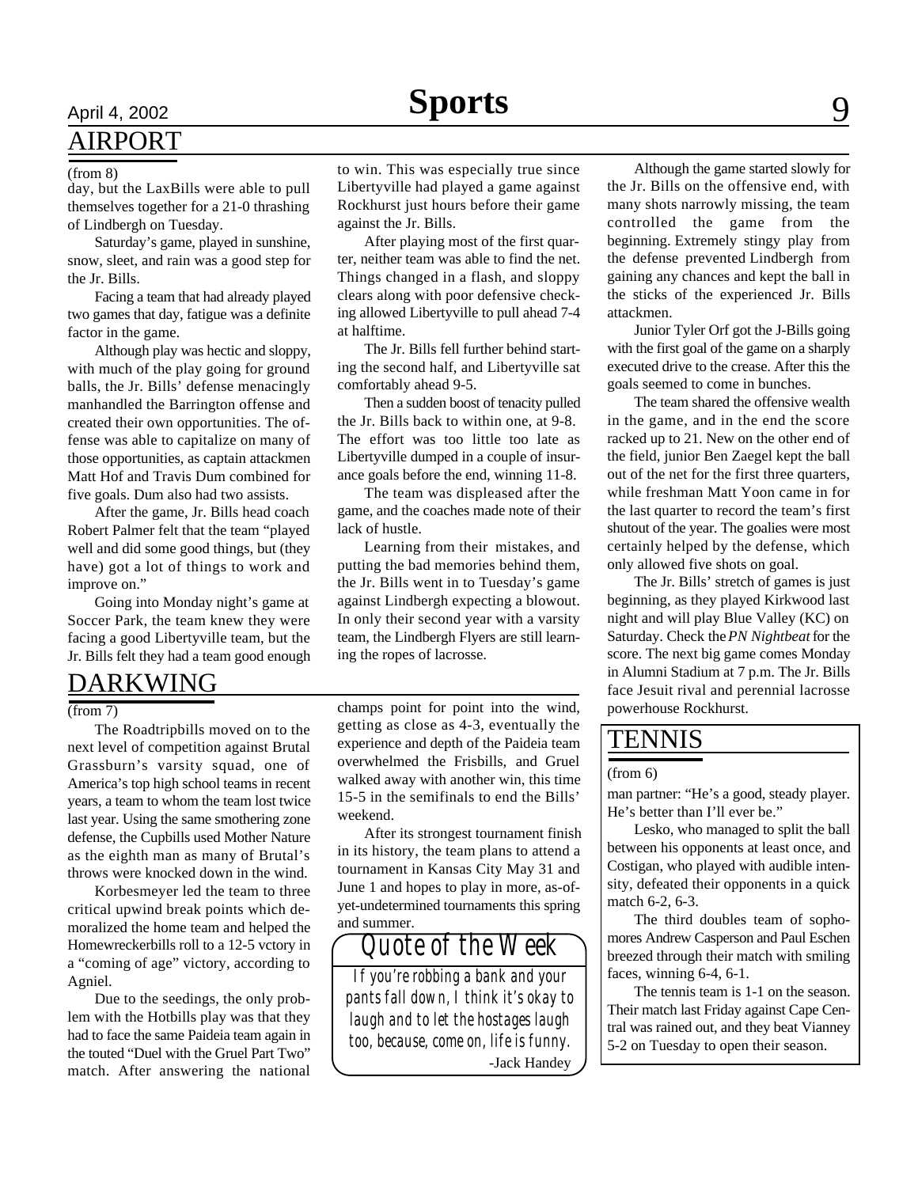## AIRPORT

(from 8)

day, but the LaxBills were able to pull themselves together for a 21-0 thrashing of Lindbergh on Tuesday.

Saturday's game, played in sunshine, snow, sleet, and rain was a good step for the Jr. Bills.

Facing a team that had already played two games that day, fatigue was a definite factor in the game.

Although play was hectic and sloppy, with much of the play going for ground balls, the Jr. Bills' defense menacingly manhandled the Barrington offense and created their own opportunities. The offense was able to capitalize on many of those opportunities, as captain attackmen Matt Hof and Travis Dum combined for five goals. Dum also had two assists.

After the game, Jr. Bills head coach Robert Palmer felt that the team "played well and did some good things, but (they have) got a lot of things to work and improve on."

Going into Monday night's game at Soccer Park, the team knew they were facing a good Libertyville team, but the Jr. Bills felt they had a team good enough to win. This was especially true since Libertyville had played a game against Rockhurst just hours before their game against the Jr. Bills.

After playing most of the first quarter, neither team was able to find the net. Things changed in a flash, and sloppy clears along with poor defensive checking allowed Libertyville to pull ahead 7-4 at halftime.

The Jr. Bills fell further behind starting the second half, and Libertyville sat comfortably ahead 9-5.

Then a sudden boost of tenacity pulled the Jr. Bills back to within one, at 9-8. The effort was too little too late as Libertyville dumped in a couple of insurance goals before the end, winning 11-8.

The team was displeased after the game, and the coaches made note of their lack of hustle.

Learning from their mistakes, and putting the bad memories behind them, the Jr. Bills went in to Tuesday's game against Lindbergh expecting a blowout. In only their second year with a varsity team, the Lindbergh Flyers are still learning the ropes of lacrosse.

Although the game started slowly for the Jr. Bills on the offensive end, with many shots narrowly missing, the team controlled the game from the beginning. Extremely stingy play from the defense prevented Lindbergh from gaining any chances and kept the ball in the sticks of the experienced Jr. Bills attackmen.

Junior Tyler Orf got the J-Bills going with the first goal of the game on a sharply executed drive to the crease. After this the goals seemed to come in bunches.

The team shared the offensive wealth in the game, and in the end the score racked up to 21. New on the other end of the field, junior Ben Zaegel kept the ball out of the net for the first three quarters, while freshman Matt Yoon came in for the last quarter to record the team's first shutout of the year. The goalies were most certainly helped by the defense, which only allowed five shots on goal.

The Jr. Bills' stretch of games is just beginning, as they played Kirkwood last night and will play Blue Valley (KC) on Saturday. Check the *PN Nightbeat* for the score. The next big game comes Monday in Alumni Stadium at 7 p.m. The Jr. Bills face Jesuit rival and perennial lacrosse powerhouse Rockhurst.

## DARKWING

(from 7)

The Roadtripbills moved on to the next level of competition against Brutal Grassburn's varsity squad, one of America's top high school teams in recent years, a team to whom the team lost twice last year. Using the same smothering zone defense, the Cupbills used Mother Nature as the eighth man as many of Brutal's throws were knocked down in the wind.

Korbesmeyer led the team to three critical upwind break points which demoralized the home team and helped the Homewreckerbills roll to a 12-5 vctory in a "coming of age" victory, according to Agniel.

Due to the seedings, the only problem with the Hotbills play was that they had to face the same Paideia team again in the touted "Duel with the Gruel Part Two" match. After answering the national champs point for point into the wind, getting as close as 4-3, eventually the experience and depth of the Paideia team overwhelmed the Frisbills, and Gruel walked away with another win, this time 15-5 in the semifinals to end the Bills' weekend.

After its strongest tournament finish in its history, the team plans to attend a tournament in Kansas City May 31 and June 1 and hopes to play in more, as-of-yet-undetermined tournaments this spring and summer.

### Quote of the Week

*If you're robbing a bank and your pants fall down, I think it's okay to laugh and to let the hostages laugh too, because, come on, life is funny.*

-Jack Handey

## TENNIS

(from 6)

man partner: "He's a good, steady player. He's better than I'll ever be."

Lesko, who managed to split the ball between his opponents at least once, and Costigan, who played with audible intensity, defeated their opponents in a quick match 6-2, 6-3.

The third doubles team of sophomores Andrew Casperson and Paul Eschen breezed through their match with smiling faces, winning 6-4, 6-1.

The tennis team is 1-1 on the season. Their match last Friday against Cape Central was rained out, and they beat Vianney 5-2 on Tuesday to open their season.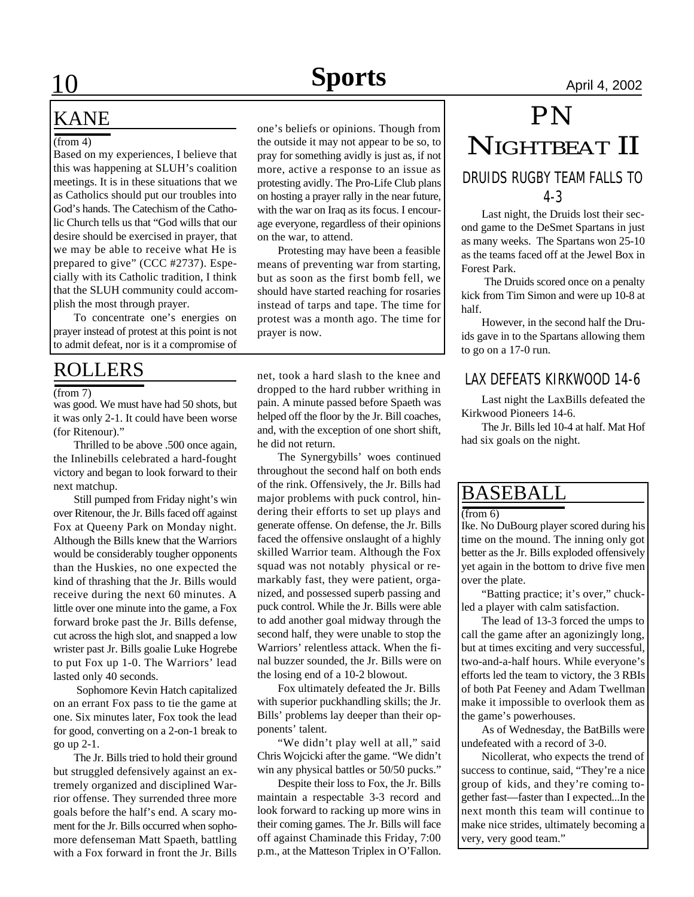## KANE

(from 4)

Based on my experiences, I believe that this was happening at SLUH's coalition meetings. It is in these situations that we as Catholics should put our troubles into God's hands. The Catechism of the Catholic Church tells us that "God wills that our desire should be exercised in prayer, that we may be able to receive what He is prepared to give" (CCC #2737). Especially with its Catholic tradition, I think that the SLUH community could accomplish the most through prayer.

To concentrate one's energies on prayer instead of protest at this point is not to admit defeat, nor is it a compromise of one's beliefs or opinions. Though from the outside it may not appear to be so, to pray for something avidly is just as, if not more, active a response to an issue as protesting avidly. The Pro-Life Club plans on hosting a prayer rally in the near future, with the war on Iraq as its focus. I encourage everyone, regardless of their opinions on the war, to attend.

Protesting may have been a feasible means of preventing war from starting, but as soon as the first bomb fell, we should have started reaching for rosaries instead of tarps and tape. The time for protest was a month ago. The time for prayer is now.

## ROLLERS

(from 7)

was good. We must have had 50 shots, but it was only 2-1. It could have been worse (for Ritenour)."

Thrilled to be above .500 once again, the Inlinebills celebrated a hard-fought victory and began to look forward to their next matchup.

Still pumped from Friday night's win over Ritenour, the Jr. Bills faced off against Fox at Queeny Park on Monday night. Although the Bills knew that the Warriors would be considerably tougher opponents than the Huskies, no one expected the kind of thrashing that the Jr. Bills would receive during the next 60 minutes. A little over one minute into the game, a Fox forward broke past the Jr. Bills defense, cut across the high slot, and snapped a low wrister past Jr. Bills goalie Luke Hogrebe to put Fox up 1-0. The Warriors' lead lasted only 40 seconds.

Sophomore Kevin Hatch capitalized on an errant Fox pass to tie the game at one. Six minutes later, Fox took the lead for good, converting on a 2-on-1 break to go up 2-1.

The Jr. Bills tried to hold their ground but struggled defensively against an extremely organized and disciplined Warrior offense. They surrendered three more goals before the half's end. A scary moment for the Jr. Bills occurred when sophomore defenseman Matt Spaeth, battling with a Fox forward in front the Jr. Bills net, took a hard slash to the knee and dropped to the hard rubber writhing in pain. A minute passed before Spaeth was helped off the floor by the Jr. Bill coaches, and, with the exception of one short shift, he did not return.

The Synergybills' woes continued throughout the second half on both ends of the rink. Offensively, the Jr. Bills had major problems with puck control, hindering their efforts to set up plays and generate offense. On defense, the Jr. Bills faced the offensive onslaught of a highly skilled Warrior team. Although the Fox squad was not notably physical or remarkably fast, they were patient, organized, and possessed superb passing and puck control. While the Jr. Bills were able to add another goal midway through the second half, they were unable to stop the Warriors' relentless attack. When the final buzzer sounded, the Jr. Bills were on the losing end of a 10-2 blowout.

Fox ultimately defeated the Jr. Bills with superior puckhandling skills; the Jr. Bills' problems lay deeper than their opponents' talent.

"We didn't play well at all," said Chris Wojcicki after the game. "We didn't win any physical battles or 50/50 pucks."

Despite their loss to Fox, the Jr. Bills maintain a respectable 3-3 record and look forward to racking up more wins in their coming games. The Jr. Bills will face off against Chaminade this Friday, 7:00 p.m., at the Matteson Triplex in O'Fallon.

# PN Nightbeat II

### DRUIDS RUGBY TEAM FALLS TO 4-3

Last night, the Druids lost their second game to the DeSmet Spartans in just as many weeks. The Spartans won 25-10 as the teams faced off at the Jewel Box in Forest Park.

The Druids scored once on a penalty kick from Tim Simon and were up 10-8 at half.

However, in the second half the Druids gave in to the Spartans allowing them to go on a 17-0 run.

### LAX DEFEATS KIRKWOOD 14-6

Last night the LaxBills defeated the Kirkwood Pioneers 14-6.

The Jr. Bills led 10-4 at half. Mat Hof had six goals on the night.

## BASEBALL

(from 6)

Ike. No DuBourg player scored during his time on the mound. The inning only got better as the Jr. Bills exploded offensively yet again in the bottom to drive five men over the plate.

"Batting practice; it's over," chuckled a player with calm satisfaction.

The lead of 13-3 forced the umps to call the game after an agonizingly long, but at times exciting and very successful, two-and-a-half hours. While everyone's efforts led the team to victory, the 3 RBIs of both Pat Feeney and Adam Twellman make it impossible to overlook them as the game's powerhouses.

As of Wednesday, the BatBills were undefeated with a record of 3-0.

Nicollerat, who expects the trend of success to continue, said, "They're a nice group of kids, and they're coming together fast—faster than I expected...In the next month this team will continue to make nice strides, ultimately becoming a very, very good team."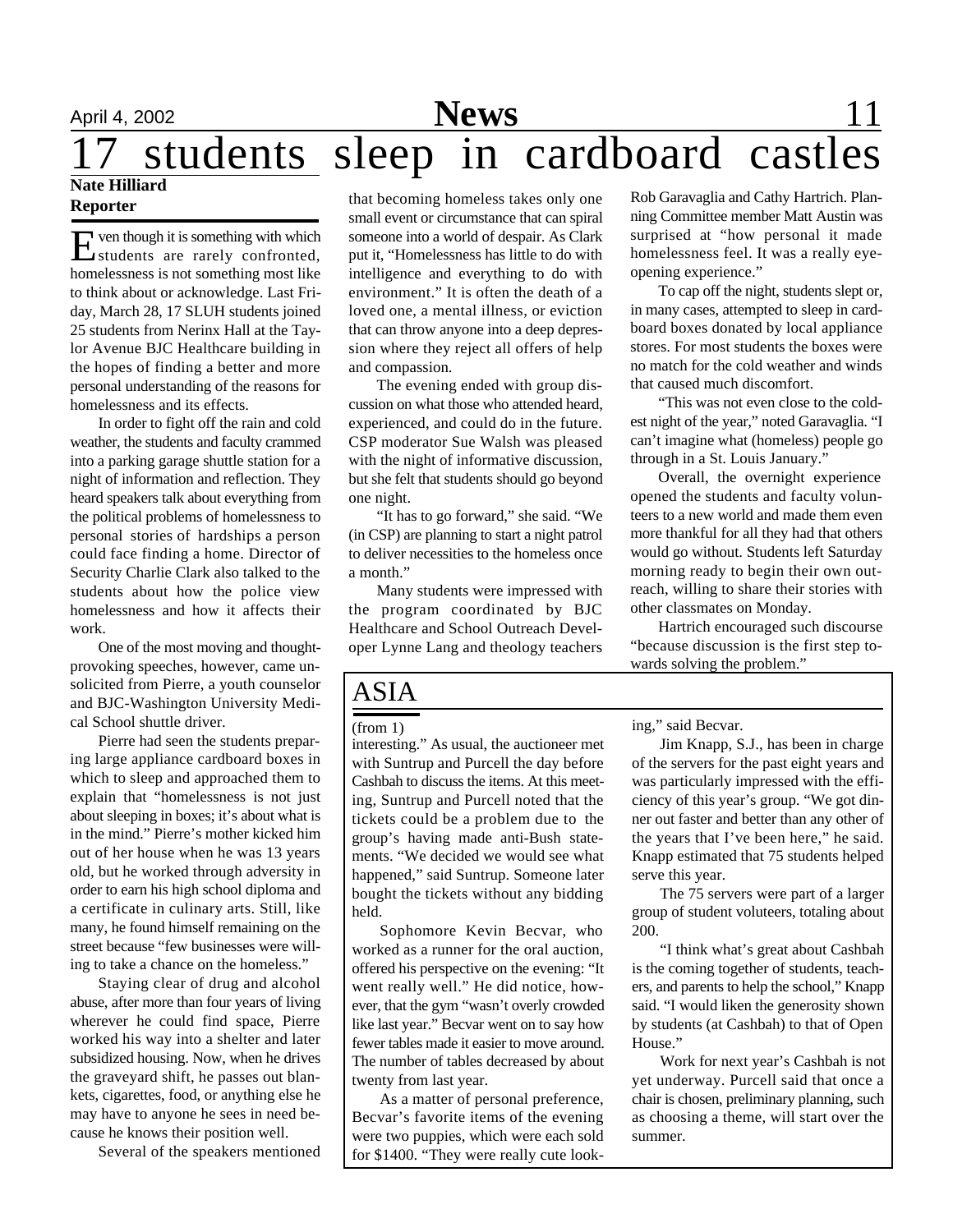# 17 students sleep in cardboard castles

**Nate Hilliard**
**Reporter**

Even though it is something with which students are rarely confronted, homelessness is not something most like to think about or acknowledge. Last Friday, March 28, 17 SLUH students joined 25 students from Nerinx Hall at the Taylor Avenue BJC Healthcare building in the hopes of finding a better and more personal understanding of the reasons for homelessness and its effects.

In order to fight off the rain and cold weather, the students and faculty crammed into a parking garage shuttle station for a night of information and reflection. They heard speakers talk about everything from the political problems of homelessness to personal stories of hardships a person could face finding a home. Director of Security Charlie Clark also talked to the students about how the police view homelessness and how it affects their work.

One of the most moving and thought-provoking speeches, however, came unsolicited from Pierre, a youth counselor and BJC-Washington University Medical School shuttle driver.

Pierre had seen the students preparing large appliance cardboard boxes in which to sleep and approached them to explain that "homelessness is not just about sleeping in boxes; it's about what is in the mind." Pierre's mother kicked him out of her house when he was 13 years old, but he worked through adversity in order to earn his high school diploma and a certificate in culinary arts. Still, like many, he found himself remaining on the street because "few businesses were willing to take a chance on the homeless."

Staying clear of drug and alcohol abuse, after more than four years of living wherever he could find space, Pierre worked his way into a shelter and later subsidized housing. Now, when he drives the graveyard shift, he passes out blankets, cigarettes, food, or anything else he may have to anyone he sees in need because he knows their position well.

Several of the speakers mentioned that becoming homeless takes only one small event or circumstance that can spiral someone into a world of despair. As Clark put it, "Homelessness has little to do with intelligence and everything to do with environment." It is often the death of a loved one, a mental illness, or eviction that can throw anyone into a deep depression where they reject all offers of help and compassion.

The evening ended with group discussion on what those who attended heard, experienced, and could do in the future. CSP moderator Sue Walsh was pleased with the night of informative discussion, but she felt that students should go beyond one night.

"It has to go forward," she said. "We (in CSP) are planning to start a night patrol to deliver necessities to the homeless once a month."

Many students were impressed with the program coordinated by BJC Healthcare and School Outreach Developer Lynne Lang and theology teachers Rob Garavaglia and Cathy Hartrich. Planning Committee member Matt Austin was surprised at "how personal it made homelessness feel. It was a really eye-opening experience."

To cap off the night, students slept or, in many cases, attempted to sleep in cardboard boxes donated by local appliance stores. For most students the boxes were no match for the cold weather and winds that caused much discomfort.

"This was not even close to the coldest night of the year," noted Garavaglia. "I can't imagine what (homeless) people go through in a St. Louis January."

Overall, the overnight experience opened the students and faculty volunteers to a new world and made them even more thankful for all they had that others would go without. Students left Saturday morning ready to begin their own outreach, willing to share their stories with other classmates on Monday.

Hartrich encouraged such discourse "because discussion is the first step towards solving the problem."

## ASIA

(from 1)

interesting." As usual, the auctioneer met with Suntrup and Purcell the day before Cashbah to discuss the items. At this meeting, Suntrup and Purcell noted that the tickets could be a problem due to the group's having made anti-Bush statements. "We decided we would see what happened," said Suntrup. Someone later bought the tickets without any bidding held.

Sophomore Kevin Becvar, who worked as a runner for the oral auction, offered his perspective on the evening: "It went really well." He did notice, however, that the gym "wasn't overly crowded like last year." Becvar went on to say how fewer tables made it easier to move around. The number of tables decreased by about twenty from last year.

As a matter of personal preference, Becvar's favorite items of the evening were two puppies, which were each sold for $1400. "They were really cute looking," said Becvar.

Jim Knapp, S.J., has been in charge of the servers for the past eight years and was particularly impressed with the efficiency of this year's group. "We got dinner out faster and better than any other of the years that I've been here," he said. Knapp estimated that 75 students helped serve this year.

The 75 servers were part of a larger group of student voluteers, totaling about 200.

"I think what's great about Cashbah is the coming together of students, teachers, and parents to help the school," Knapp said. "I would liken the generosity shown by students (at Cashbah) to that of Open House."

Work for next year's Cashbah is not yet underway. Purcell said that once a chair is chosen, preliminary planning, such as choosing a theme, will start over the summer.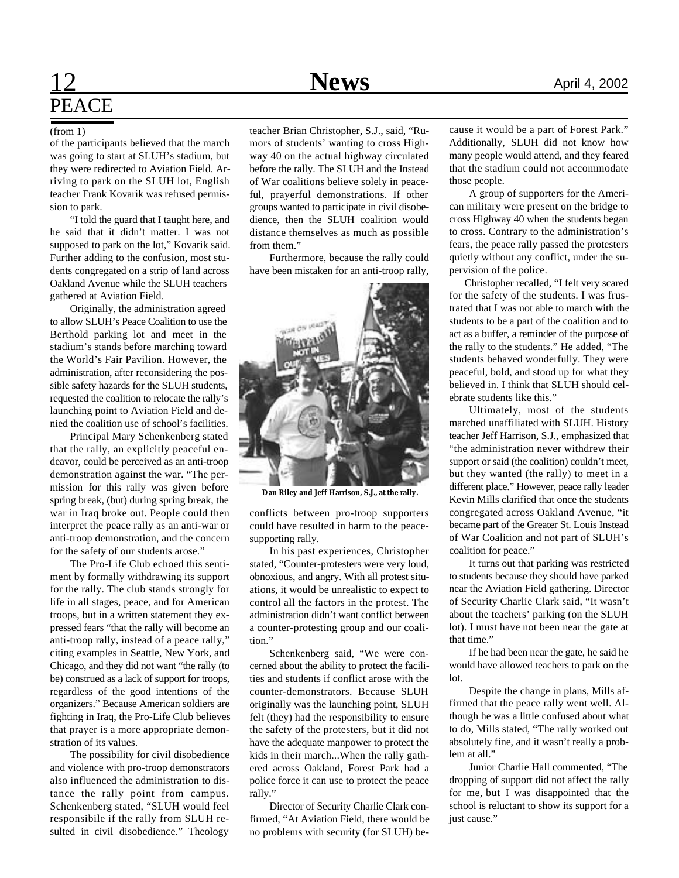# PEACE

(from 1)

of the participants believed that the march was going to start at SLUH's stadium, but they were redirected to Aviation Field. Arriving to park on the SLUH lot, English teacher Frank Kovarik was refused permission to park.

"I told the guard that I taught here, and he said that it didn't matter. I was not supposed to park on the lot," Kovarik said. Further adding to the confusion, most students congregated on a strip of land across Oakland Avenue while the SLUH teachers gathered at Aviation Field.

Originally, the administration agreed to allow SLUH's Peace Coalition to use the Berthold parking lot and meet in the stadium's stands before marching toward the World's Fair Pavilion. However, the administration, after reconsidering the possible safety hazards for the SLUH students, requested the coalition to relocate the rally's launching point to Aviation Field and denied the coalition use of school's facilities.

Principal Mary Schenkenberg stated that the rally, an explicitly peaceful endeavor, could be perceived as an anti-troop demonstration against the war. "The permission for this rally was given before spring break, (but) during spring break, the war in Iraq broke out. People could then interpret the peace rally as an anti-war or anti-troop demonstration, and the concern for the safety of our students arose."

The Pro-Life Club echoed this sentiment by formally withdrawing its support for the rally. The club stands strongly for life in all stages, peace, and for American troops, but in a written statement they expressed fears "that the rally will become an anti-troop rally, instead of a peace rally," citing examples in Seattle, New York, and Chicago, and they did not want "the rally (to be) construed as a lack of support for troops, regardless of the good intentions of the organizers." Because American soldiers are fighting in Iraq, the Pro-Life Club believes that prayer is a more appropriate demonstration of its values.

The possibility for civil disobedience and violence with pro-troop demonstrators also influenced the administration to distance the rally point from campus. Schenkenberg stated, "SLUH would feel responsibile if the rally from SLUH resulted in civil disobedience." Theology teacher Brian Christopher, S.J., said, "Rumors of students' wanting to cross Highway 40 on the actual highway circulated before the rally. The SLUH and the Instead of War coalitions believe solely in peaceful, prayerful demonstrations. If other groups wanted to participate in civil disobedience, then the SLUH coalition would distance themselves as much as possible from them."

Furthermore, because the rally could have been mistaken for an anti-troop rally, conflicts between pro-troop supporters could have resulted in harm to the peace-supporting rally.

Dan Riley and Jeff Harrison, S.J., at the rally.

In his past experiences, Christopher stated, "Counter-protesters were very loud, obnoxious, and angry. With all protest situations, it would be unrealistic to expect to control all the factors in the protest. The administration didn't want conflict between a counter-protesting group and our coalition."

Schenkenberg said, "We were concerned about the ability to protect the facilities and students if conflict arose with the counter-demonstrators. Because SLUH originally was the launching point, SLUH felt (they) had the responsibility to ensure the safety of the protesters, but it did not have the adequate manpower to protect the kids in their march...When the rally gathered across Oakland, Forest Park had a police force it can use to protect the peace rally."

Director of Security Charlie Clark confirmed, "At Aviation Field, there would be no problems with security (for SLUH) because it would be a part of Forest Park." Additionally, SLUH did not know how many people would attend, and they feared that the stadium could not accommodate those people.

A group of supporters for the American military were present on the bridge to cross Highway 40 when the students began to cross. Contrary to the administration's fears, the peace rally passed the protesters quietly without any conflict, under the supervision of the police.

Christopher recalled, "I felt very scared for the safety of the students. I was frustrated that I was not able to march with the students to be a part of the coalition and to act as a buffer, a reminder of the purpose of the rally to the students." He added, "The students behaved wonderfully. They were peaceful, bold, and stood up for what they believed in. I think that SLUH should celebrate students like this."

Ultimately, most of the students marched unaffiliated with SLUH. History teacher Jeff Harrison, S.J., emphasized that "the administration never withdrew their support or said (the coalition) couldn't meet, but they wanted (the rally) to meet in a different place." However, peace rally leader Kevin Mills clarified that once the students congregated across Oakland Avenue, "it became part of the Greater St. Louis Instead of War Coalition and not part of SLUH's coalition for peace."

It turns out that parking was restricted to students because they should have parked near the Aviation Field gathering. Director of Security Charlie Clark said, "It wasn't about the teachers' parking (on the SLUH lot). I must have not been near the gate at that time."

If he had been near the gate, he said he would have allowed teachers to park on the lot.

Despite the change in plans, Mills affirmed that the peace rally went well. Although he was a little confused about what to do, Mills stated, "The rally worked out absolutely fine, and it wasn't really a problem at all."

Junior Charlie Hall commented, "The dropping of support did not affect the rally for me, but I was disappointed that the school is reluctant to show its support for a just cause."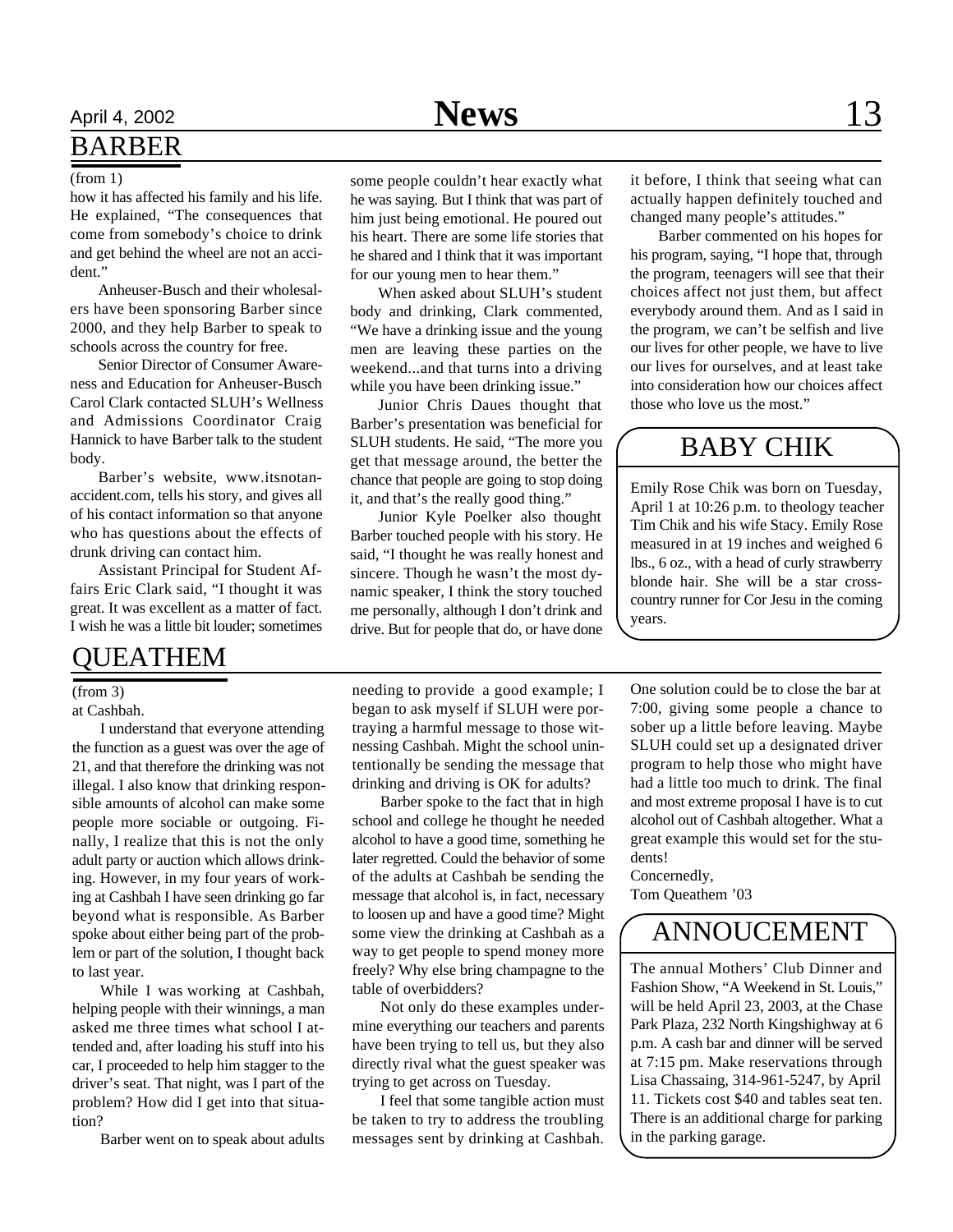## BARBER

(from 1)

how it has affected his family and his life. He explained, "The consequences that come from somebody's choice to drink and get behind the wheel are not an accident."

Anheuser-Busch and their wholesalers have been sponsoring Barber since 2000, and they help Barber to speak to schools across the country for free.

Senior Director of Consumer Awareness and Education for Anheuser-Busch Carol Clark contacted SLUH's Wellness and Admissions Coordinator Craig Hannick to have Barber talk to the student body.

Barber's website, www.itsnotanaccident.com, tells his story, and gives all of his contact information so that anyone who has questions about the effects of drunk driving can contact him.

Assistant Principal for Student Affairs Eric Clark said, "I thought it was great. It was excellent as a matter of fact. I wish he was a little bit louder; sometimes some people couldn't hear exactly what he was saying. But I think that was part of him just being emotional. He poured out his heart. There are some life stories that he shared and I think that it was important for our young men to hear them."

When asked about SLUH's student body and drinking, Clark commented, "We have a drinking issue and the young men are leaving these parties on the weekend...and that turns into a driving while you have been drinking issue."

Junior Chris Daues thought that Barber's presentation was beneficial for SLUH students. He said, "The more you get that message around, the better the chance that people are going to stop doing it, and that's the really good thing."

Junior Kyle Poelker also thought Barber touched people with his story. He said, "I thought he was really honest and sincere. Though he wasn't the most dynamic speaker, I think the story touched me personally, although I don't drink and drive. But for people that do, or have done it before, I think that seeing what can actually happen definitely touched and changed many people's attitudes."

Barber commented on his hopes for his program, saying, "I hope that, through the program, teenagers will see that their choices affect not just them, but affect everybody around them. And as I said in the program, we can't be selfish and live our lives for other people, we have to live our lives for ourselves, and at least take into consideration how our choices affect those who love us the most."

## BABY CHIK

Emily Rose Chik was born on Tuesday, April 1 at 10:26 p.m. to theology teacher Tim Chik and his wife Stacy. Emily Rose measured in at 19 inches and weighed 6 lbs., 6 oz., with a head of curly strawberry blonde hair. She will be a star cross-country runner for Cor Jesu in the coming years.

## QUEATHEM

(from 3)

at Cashbah.

I understand that everyone attending the function as a guest was over the age of 21, and that therefore the drinking was not illegal. I also know that drinking responsible amounts of alcohol can make some people more sociable or outgoing. Finally, I realize that this is not the only adult party or auction which allows drinking. However, in my four years of working at Cashbah I have seen drinking go far beyond what is responsible. As Barber spoke about either being part of the problem or part of the solution, I thought back to last year.

While I was working at Cashbah, helping people with their winnings, a man asked me three times what school I attended and, after loading his stuff into his car, I proceeded to help him stagger to the driver's seat. That night, was I part of the problem? How did I get into that situation?

Barber went on to speak about adults needing to provide a good example; I began to ask myself if SLUH were portraying a harmful message to those witnessing Cashbah. Might the school unintentionally be sending the message that drinking and driving is OK for adults?

Barber spoke to the fact that in high school and college he thought he needed alcohol to have a good time, something he later regretted. Could the behavior of some of the adults at Cashbah be sending the message that alcohol is, in fact, necessary to loosen up and have a good time? Might some view the drinking at Cashbah as a way to get people to spend money more freely? Why else bring champagne to the table of overbidders?

Not only do these examples undermine everything our teachers and parents have been trying to tell us, but they also directly rival what the guest speaker was trying to get across on Tuesday.

I feel that some tangible action must be taken to try to address the troubling messages sent by drinking at Cashbah. One solution could be to close the bar at 7:00, giving some people a chance to sober up a little before leaving. Maybe SLUH could set up a designated driver program to help those who might have had a little too much to drink. The final and most extreme proposal I have is to cut alcohol out of Cashbah altogether. What a great example this would set for the students!

Concernedly,
Tom Queathem '03

## ANNOUCEMENT

The annual Mothers' Club Dinner and Fashion Show, "A Weekend in St. Louis," will be held April 23, 2003, at the Chase Park Plaza, 232 North Kingshighway at 6 p.m. A cash bar and dinner will be served at 7:15 pm. Make reservations through Lisa Chassaing, 314-961-5247, by April 11. Tickets cost $40 and tables seat ten. There is an additional charge for parking in the parking garage.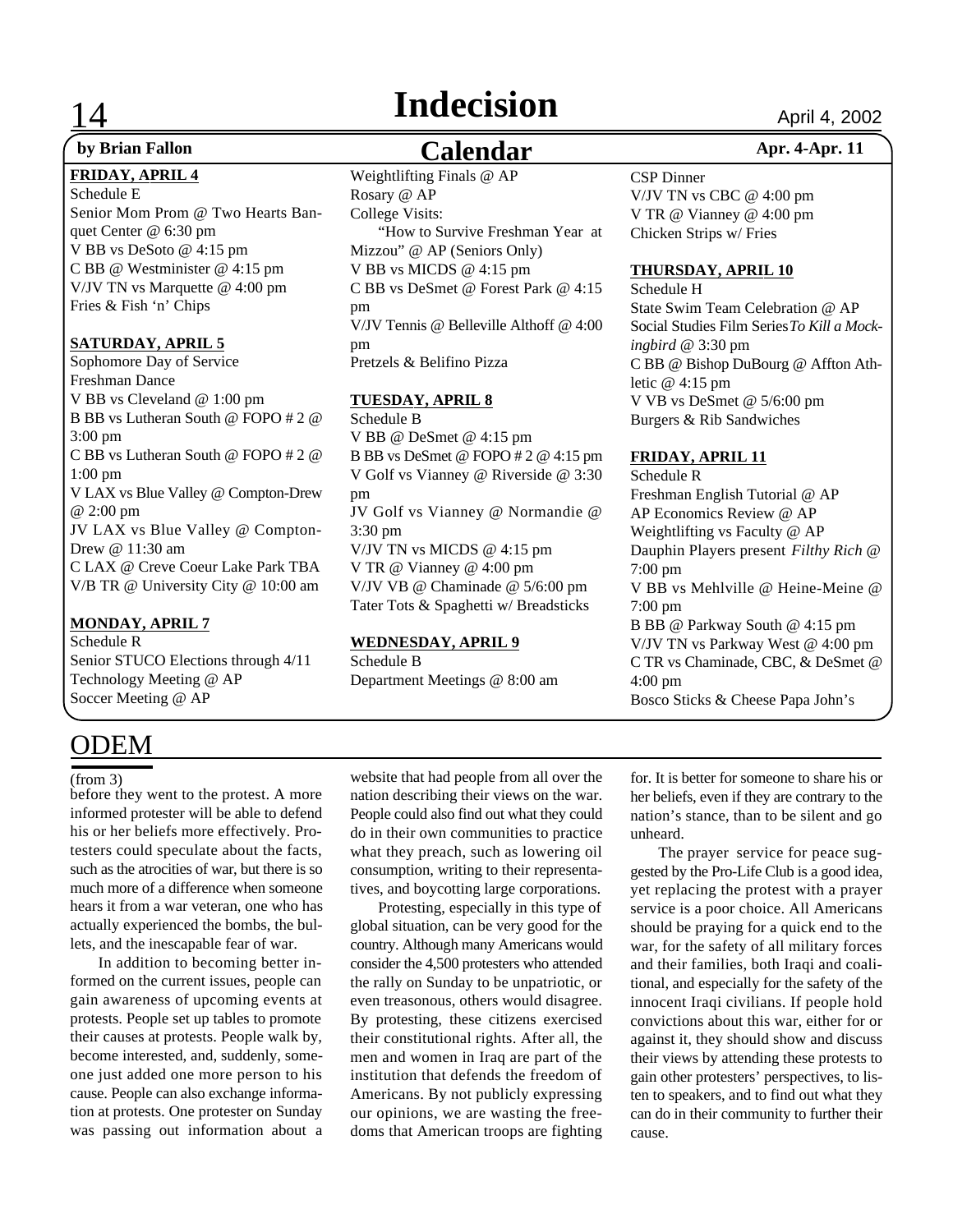# Indecision

## Calendar

**by Brian Fallon** — **Apr. 4-Apr. 11**

**FRIDAY, APRIL 4**

Schedule E
Senior Mom Prom @ Two Hearts Banquet Center @ 6:30 pm
V BB vs DeSoto @ 4:15 pm
C BB @ Westminister @ 4:15 pm
V/JV TN vs Marquette @ 4:00 pm
Fries & Fish 'n' Chips

**SATURDAY, APRIL 5**

Sophomore Day of Service
Freshman Dance
V BB vs Cleveland @ 1:00 pm
B BB vs Lutheran South @ FOPO # 2 @ 3:00 pm
C BB vs Lutheran South @ FOPO # 2 @ 1:00 pm
V LAX vs Blue Valley @ Compton-Drew @ 2:00 pm
JV LAX vs Blue Valley @ Compton-Drew @ 11:30 am
C LAX @ Creve Coeur Lake Park TBA
V/B TR @ University City @ 10:00 am

**MONDAY, APRIL 7**

Schedule R
Senior STUCO Elections through 4/11
Technology Meeting @ AP
Soccer Meeting @ AP
Weightlifting Finals @ AP
Rosary @ AP
College Visits:
"How to Survive Freshman Year at Mizzou" @ AP (Seniors Only)
V BB vs MICDS @ 4:15 pm
C BB vs DeSmet @ Forest Park @ 4:15 pm
V/JV Tennis @ Belleville Althoff @ 4:00 pm
Pretzels & Belifino Pizza

**TUESDAY, APRIL 8**

Schedule B
V BB @ DeSmet @ 4:15 pm
B BB vs DeSmet @ FOPO # 2 @ 4:15 pm
V Golf vs Vianney @ Riverside @ 3:30 pm
JV Golf vs Vianney @ Normandie @ 3:30 pm
V/JV TN vs MICDS @ 4:15 pm
V TR @ Vianney @ 4:00 pm
V/JV VB @ Chaminade @ 5/6:00 pm
Tater Tots & Spaghetti w/ Breadsticks

**WEDNESDAY, APRIL 9**

Schedule B
Department Meetings @ 8:00 am
CSP Dinner
V/JV TN vs CBC @ 4:00 pm
V TR @ Vianney @ 4:00 pm
Chicken Strips w/ Fries

**THURSDAY, APRIL 10**

Schedule H
State Swim Team Celebration @ AP
Social Studies Film Series *To Kill a Mockingbird* @ 3:30 pm
C BB @ Bishop DuBourg @ Affton Athletic @ 4:15 pm
V VB vs DeSmet @ 5/6:00 pm
Burgers & Rib Sandwiches

**FRIDAY, APRIL 11**

Schedule R
Freshman English Tutorial @ AP
AP Economics Review @ AP
Weightlifting vs Faculty @ AP
Dauphin Players present *Filthy Rich* @ 7:00 pm
V BB vs Mehlville @ Heine-Meine @ 7:00 pm
B BB @ Parkway South @ 4:15 pm
V/JV TN vs Parkway West @ 4:00 pm
C TR vs Chaminade, CBC, & DeSmet @ 4:00 pm
Bosco Sticks & Cheese Papa John's

## ODEM

(from 3)

before they went to the protest. A more informed protester will be able to defend his or her beliefs more effectively. Protesters could speculate about the facts, such as the atrocities of war, but there is so much more of a difference when someone hears it from a war veteran, one who has actually experienced the bombs, the bullets, and the inescapable fear of war.

In addition to becoming better informed on the current issues, people can gain awareness of upcoming events at protests. People set up tables to promote their causes at protests. People walk by, become interested, and, suddenly, someone just added one more person to his cause. People can also exchange information at protests. One protester on Sunday was passing out information about a website that had people from all over the nation describing their views on the war. People could also find out what they could do in their own communities to practice what they preach, such as lowering oil consumption, writing to their representatives, and boycotting large corporations.

Protesting, especially in this type of global situation, can be very good for the country. Although many Americans would consider the 4,500 protesters who attended the rally on Sunday to be unpatriotic, or even treasonous, others would disagree. By protesting, these citizens exercised their constitutional rights. After all, the men and women in Iraq are part of the institution that defends the freedom of Americans. By not publicly expressing our opinions, we are wasting the freedoms that American troops are fighting for. It is better for someone to share his or her beliefs, even if they are contrary to the nation's stance, than to be silent and go unheard.

The prayer service for peace suggested by the Pro-Life Club is a good idea, yet replacing the protest with a prayer service is a poor choice. All Americans should be praying for a quick end to the war, for the safety of all military forces and their families, both Iraqi and coalitional, and especially for the safety of the innocent Iraqi civilians. If people hold convictions about this war, either for or against it, they should show and discuss their views by attending these protests to gain other protesters' perspectives, to listen to speakers, and to find out what they can do in their community to further their cause.